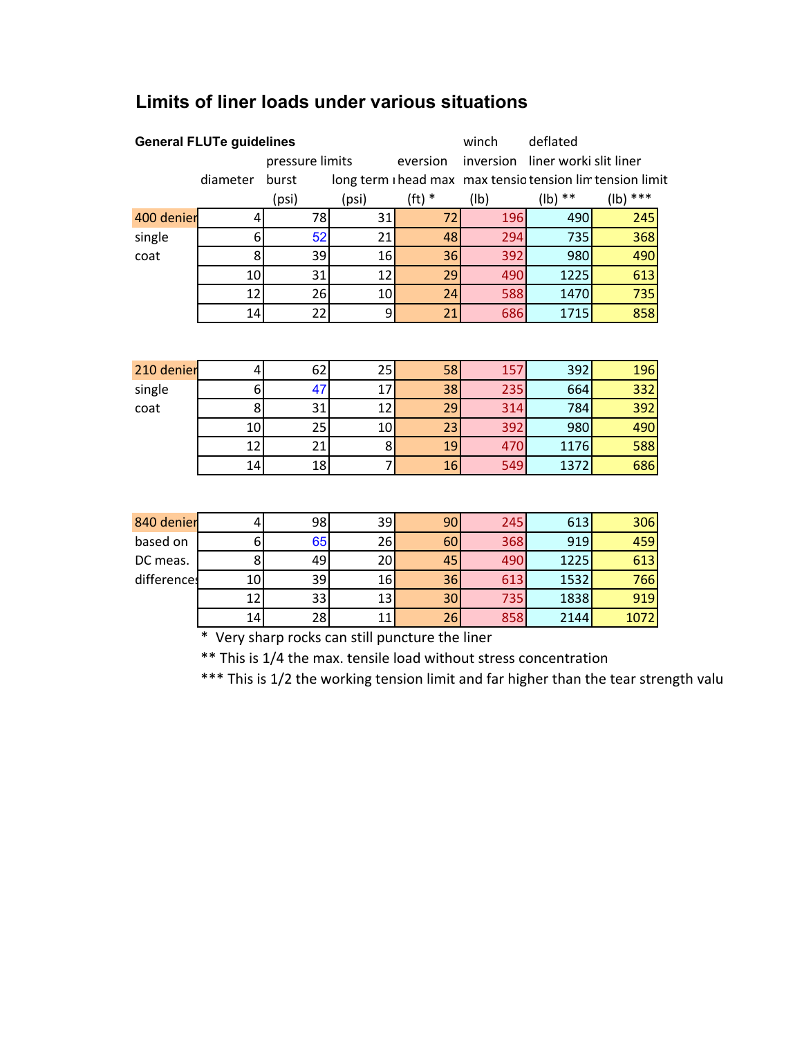# Limits of liner loads under various situations

**General FLUTe guidelines**

| | diameter | pressure limits burst (psi) | long term ı (psi) | eversion head max (ft) * | winch inversion max tensio (lb) | deflated liner worki tension lim (lb) ** | slit liner tension limit (lb) *** |
|---|---|---|---|---|---|---|---|
| 400 denier single coat | 4 | 78 | 31 | 72 | 196 | 490 | 245 |
| | 6 | 52 | 21 | 48 | 294 | 735 | 368 |
| | 8 | 39 | 16 | 36 | 392 | 980 | 490 |
| | 10 | 31 | 12 | 29 | 490 | 1225 | 613 |
| | 12 | 26 | 10 | 24 | 588 | 1470 | 735 |
| | 14 | 22 | 9 | 21 | 686 | 1715 | 858 |
| 210 denier single coat | 4 | 62 | 25 | 58 | 157 | 392 | 196 |
| | 6 | 47 | 17 | 38 | 235 | 664 | 332 |
| | 8 | 31 | 12 | 29 | 314 | 784 | 392 |
| | 10 | 25 | 10 | 23 | 392 | 980 | 490 |
| | 12 | 21 | 8 | 19 | 470 | 1176 | 588 |
| | 14 | 18 | 7 | 16 | 549 | 1372 | 686 |
| 840 denier based on DC meas. differences | 4 | 98 | 39 | 90 | 245 | 613 | 306 |
| | 6 | 65 | 26 | 60 | 368 | 919 | 459 |
| | 8 | 49 | 20 | 45 | 490 | 1225 | 613 |
| | 10 | 39 | 16 | 36 | 613 | 1532 | 766 |
| | 12 | 33 | 13 | 30 | 735 | 1838 | 919 |
| | 14 | 28 | 11 | 26 | 858 | 2144 | 1072 |

* Very sharp rocks can still puncture the liner

** This is 1/4 the max. tensile load without stress concentration

*** This is 1/2 the working tension limit and far higher than the tear strength valu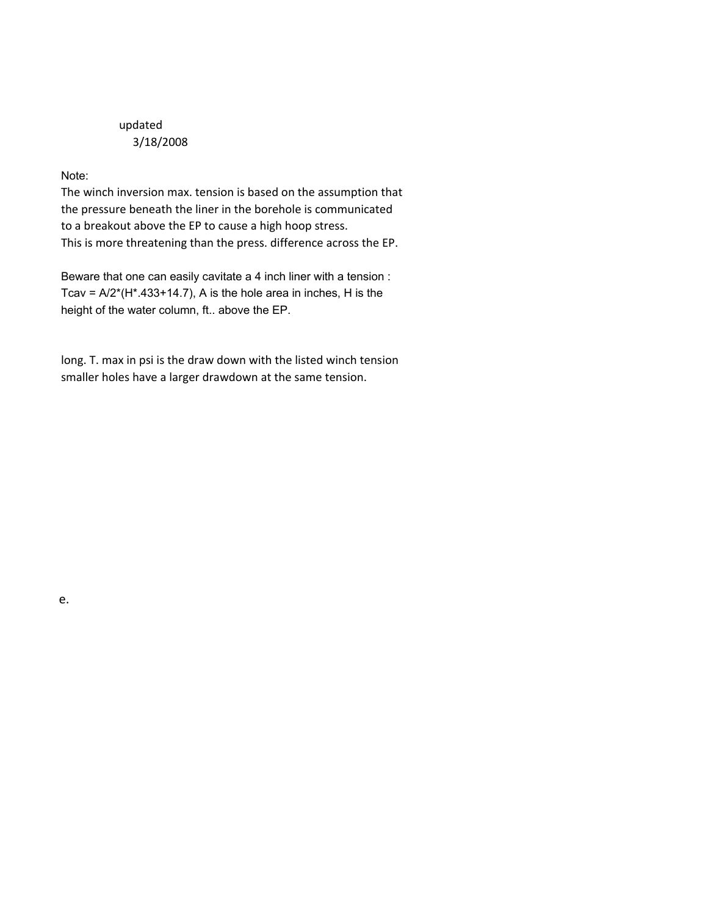updated
3/18/2008

Note:
The winch inversion max. tension is based on the assumption that the pressure beneath the liner in the borehole is communicated to a breakout above the EP to cause a high hoop stress.
This is more threatening than the press. difference across the EP.

Beware that one can easily cavitate a 4 inch liner with a tension :
$T_{cav} = A/2*(H*.433+14.7)$, A is the hole area in inches, H is the height of the water column, ft.. above the EP.

long. T. max in psi is the draw down with the listed winch tension
smaller holes have a larger drawdown at the same tension.

e.